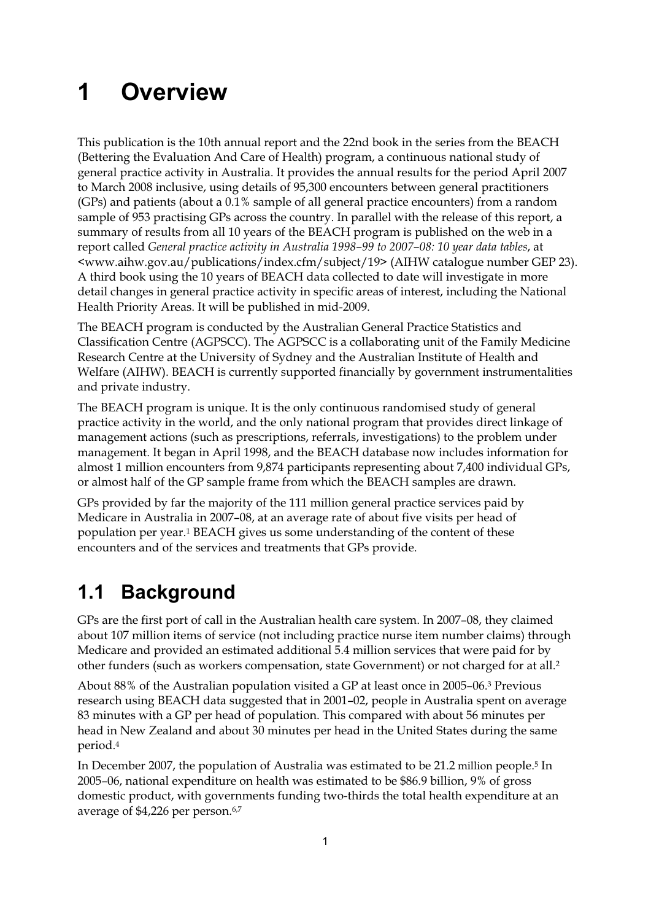# 1 Overview

This publication is the 10th annual report and the 22nd book in the series from the BEACH (Bettering the Evaluation And Care of Health) program, a continuous national study of general practice activity in Australia. It provides the annual results for the period April 2007 to March 2008 inclusive, using details of 95,300 encounters between general practitioners (GPs) and patients (about a 0.1% sample of all general practice encounters) from a random sample of 953 practising GPs across the country. In parallel with the release of this report, a summary of results from all 10 years of the BEACH program is published on the web in a report called *General practice activity in Australia 1998–99 to 2007–08: 10 year data tables*, at <www.aihw.gov.au/publications/index.cfm/subject/19> (AIHW catalogue number GEP 23). A third book using the 10 years of BEACH data collected to date will investigate in more detail changes in general practice activity in specific areas of interest, including the National Health Priority Areas. It will be published in mid-2009.

The BEACH program is conducted by the Australian General Practice Statistics and Classification Centre (AGPSCC). The AGPSCC is a collaborating unit of the Family Medicine Research Centre at the University of Sydney and the Australian Institute of Health and Welfare (AIHW). BEACH is currently supported financially by government instrumentalities and private industry.

The BEACH program is unique. It is the only continuous randomised study of general practice activity in the world, and the only national program that provides direct linkage of management actions (such as prescriptions, referrals, investigations) to the problem under management. It began in April 1998, and the BEACH database now includes information for almost 1 million encounters from 9,874 participants representing about 7,400 individual GPs, or almost half of the GP sample frame from which the BEACH samples are drawn.

GPs provided by far the majority of the 111 million general practice services paid by Medicare in Australia in 2007–08, at an average rate of about five visits per head of population per year.[1] BEACH gives us some understanding of the content of these encounters and of the services and treatments that GPs provide.

## 1.1 Background

GPs are the first port of call in the Australian health care system. In 2007–08, they claimed about 107 million items of service (not including practice nurse item number claims) through Medicare and provided an estimated additional 5.4 million services that were paid for by other funders (such as workers compensation, state Government) or not charged for at all.[2]

About 88% of the Australian population visited a GP at least once in 2005–06.[3] Previous research using BEACH data suggested that in 2001–02, people in Australia spent on average 83 minutes with a GP per head of population. This compared with about 56 minutes per head in New Zealand and about 30 minutes per head in the United States during the same period.[4]

In December 2007, the population of Australia was estimated to be 21.2 million people.[5] In 2005–06, national expenditure on health was estimated to be $86.9 billion, 9% of gross domestic product, with governments funding two-thirds the total health expenditure at an average of $4,226 per person.[6,7]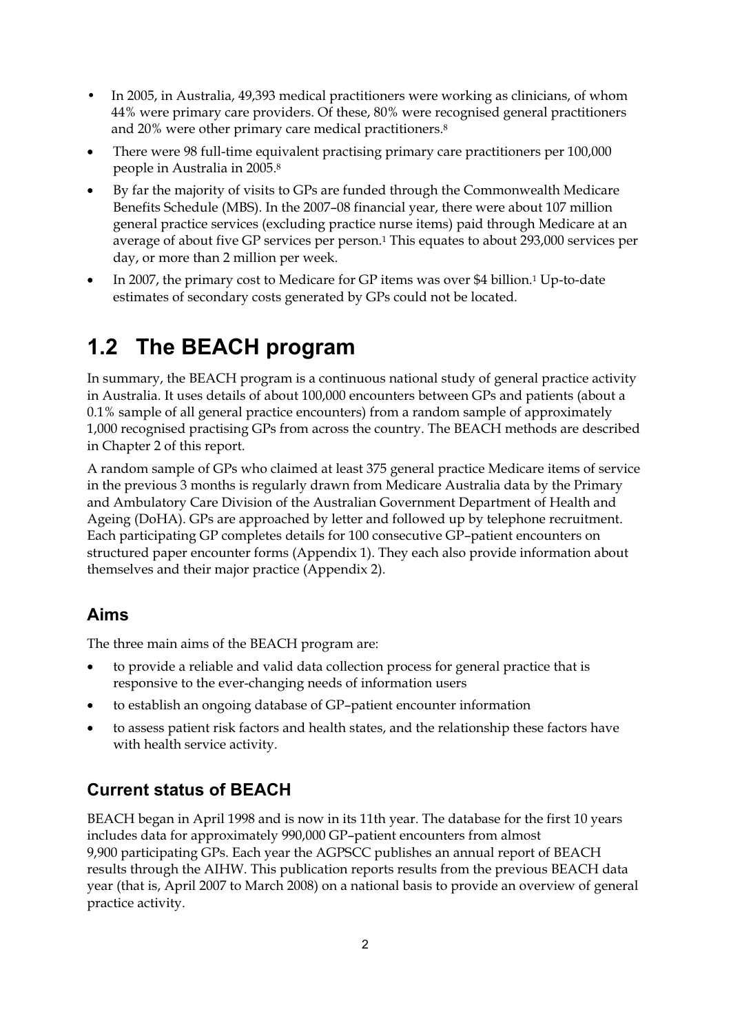- In 2005, in Australia, 49,393 medical practitioners were working as clinicians, of whom 44% were primary care providers. Of these, 80% were recognised general practitioners and 20% were other primary care medical practitioners.[8]
- There were 98 full-time equivalent practising primary care practitioners per 100,000 people in Australia in 2005.[8]
- By far the majority of visits to GPs are funded through the Commonwealth Medicare Benefits Schedule (MBS). In the 2007–08 financial year, there were about 107 million general practice services (excluding practice nurse items) paid through Medicare at an average of about five GP services per person.[1] This equates to about 293,000 services per day, or more than 2 million per week.
- In 2007, the primary cost to Medicare for GP items was over $4 billion.[1] Up-to-date estimates of secondary costs generated by GPs could not be located.

## 1.2 The BEACH program

In summary, the BEACH program is a continuous national study of general practice activity in Australia. It uses details of about 100,000 encounters between GPs and patients (about a 0.1% sample of all general practice encounters) from a random sample of approximately 1,000 recognised practising GPs from across the country. The BEACH methods are described in Chapter 2 of this report.

A random sample of GPs who claimed at least 375 general practice Medicare items of service in the previous 3 months is regularly drawn from Medicare Australia data by the Primary and Ambulatory Care Division of the Australian Government Department of Health and Ageing (DoHA). GPs are approached by letter and followed up by telephone recruitment. Each participating GP completes details for 100 consecutive GP–patient encounters on structured paper encounter forms (Appendix 1). They each also provide information about themselves and their major practice (Appendix 2).

### Aims

The three main aims of the BEACH program are:

- to provide a reliable and valid data collection process for general practice that is responsive to the ever-changing needs of information users
- to establish an ongoing database of GP–patient encounter information
- to assess patient risk factors and health states, and the relationship these factors have with health service activity.

### Current status of BEACH

BEACH began in April 1998 and is now in its 11th year. The database for the first 10 years includes data for approximately 990,000 GP–patient encounters from almost 9,900 participating GPs. Each year the AGPSCC publishes an annual report of BEACH results through the AIHW. This publication reports results from the previous BEACH data year (that is, April 2007 to March 2008) on a national basis to provide an overview of general practice activity.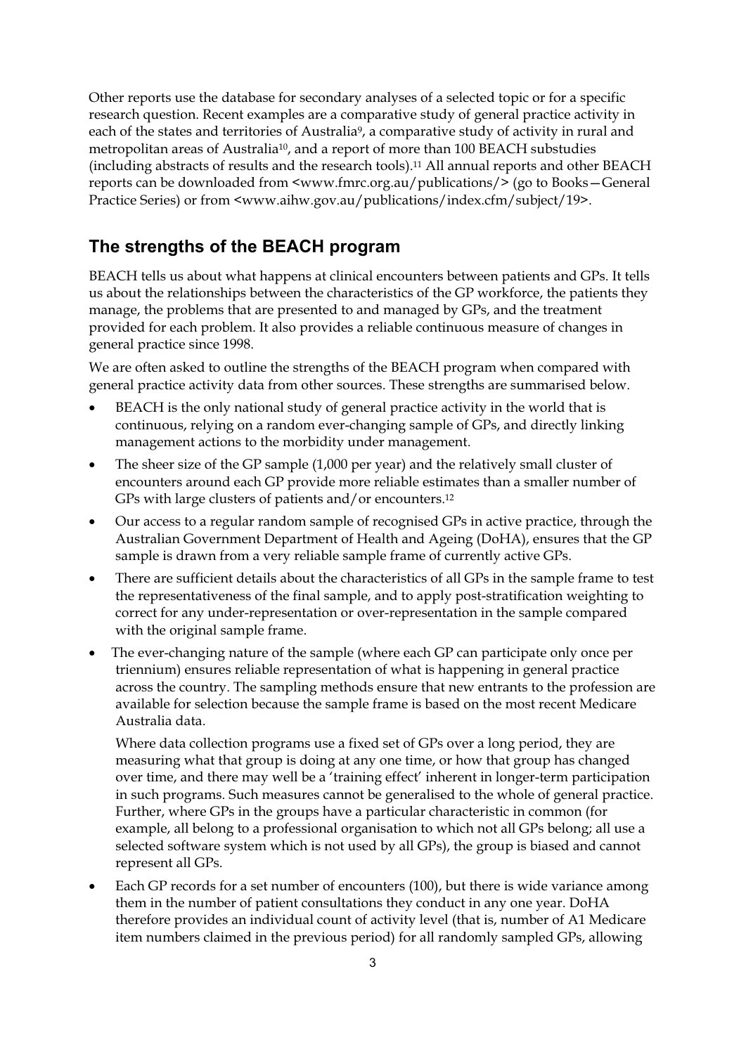Other reports use the database for secondary analyses of a selected topic or for a specific research question. Recent examples are a comparative study of general practice activity in each of the states and territories of Australia[9], a comparative study of activity in rural and metropolitan areas of Australia[10], and a report of more than 100 BEACH substudies (including abstracts of results and the research tools).[11] All annual reports and other BEACH reports can be downloaded from <www.fmrc.org.au/publications/> (go to Books—General Practice Series) or from <www.aihw.gov.au/publications/index.cfm/subject/19>.

## The strengths of the BEACH program

BEACH tells us about what happens at clinical encounters between patients and GPs. It tells us about the relationships between the characteristics of the GP workforce, the patients they manage, the problems that are presented to and managed by GPs, and the treatment provided for each problem. It also provides a reliable continuous measure of changes in general practice since 1998.

We are often asked to outline the strengths of the BEACH program when compared with general practice activity data from other sources. These strengths are summarised below.

- BEACH is the only national study of general practice activity in the world that is continuous, relying on a random ever-changing sample of GPs, and directly linking management actions to the morbidity under management.
- The sheer size of the GP sample (1,000 per year) and the relatively small cluster of encounters around each GP provide more reliable estimates than a smaller number of GPs with large clusters of patients and/or encounters.[12]
- Our access to a regular random sample of recognised GPs in active practice, through the Australian Government Department of Health and Ageing (DoHA), ensures that the GP sample is drawn from a very reliable sample frame of currently active GPs.
- There are sufficient details about the characteristics of all GPs in the sample frame to test the representativeness of the final sample, and to apply post-stratification weighting to correct for any under-representation or over-representation in the sample compared with the original sample frame.
- The ever-changing nature of the sample (where each GP can participate only once per triennium) ensures reliable representation of what is happening in general practice across the country. The sampling methods ensure that new entrants to the profession are available for selection because the sample frame is based on the most recent Medicare Australia data.

  Where data collection programs use a fixed set of GPs over a long period, they are measuring what that group is doing at any one time, or how that group has changed over time, and there may well be a 'training effect' inherent in longer-term participation in such programs. Such measures cannot be generalised to the whole of general practice. Further, where GPs in the groups have a particular characteristic in common (for example, all belong to a professional organisation to which not all GPs belong; all use a selected software system which is not used by all GPs), the group is biased and cannot represent all GPs.
- Each GP records for a set number of encounters (100), but there is wide variance among them in the number of patient consultations they conduct in any one year. DoHA therefore provides an individual count of activity level (that is, number of A1 Medicare item numbers claimed in the previous period) for all randomly sampled GPs, allowing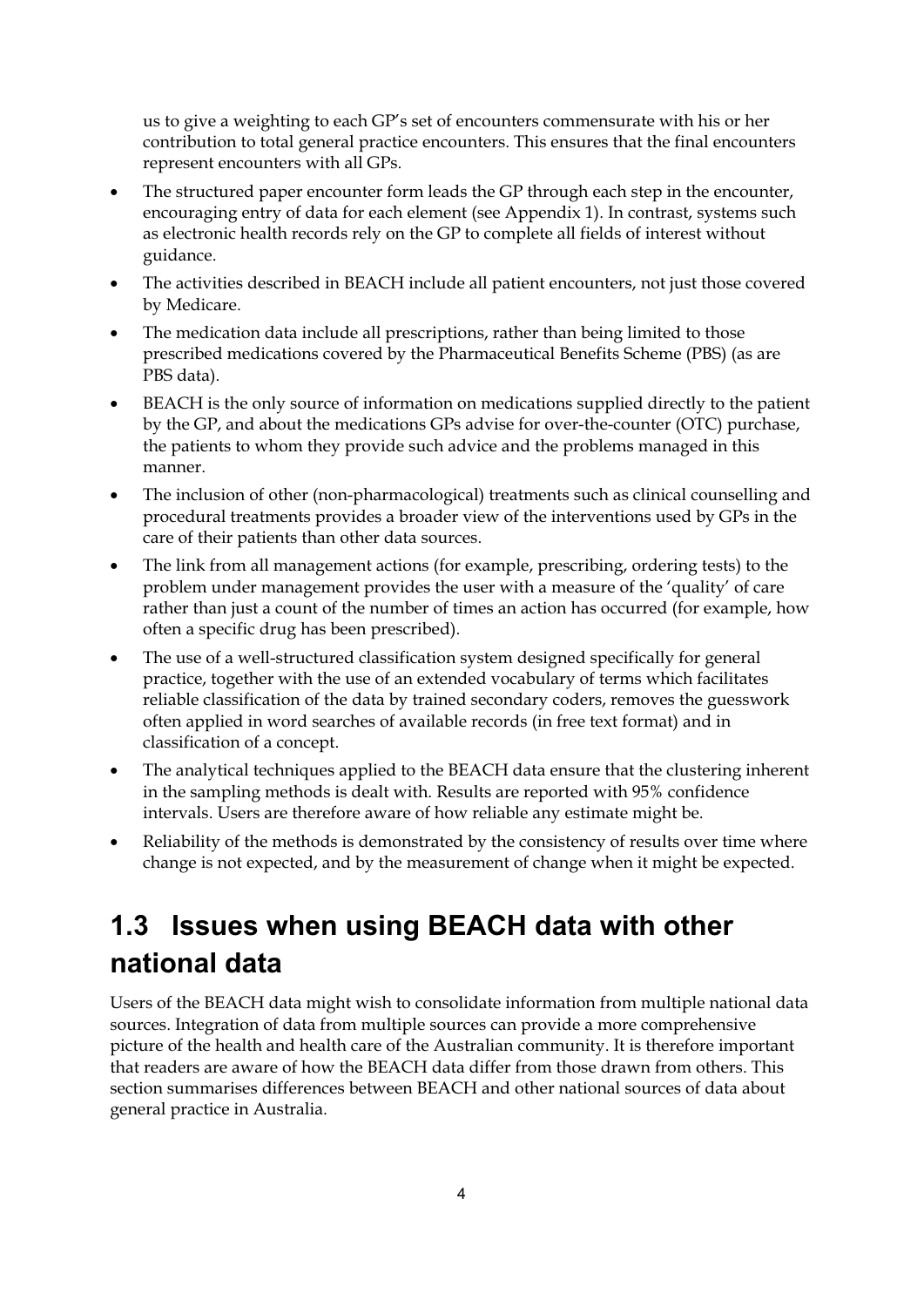us to give a weighting to each GP's set of encounters commensurate with his or her contribution to total general practice encounters. This ensures that the final encounters represent encounters with all GPs.

- The structured paper encounter form leads the GP through each step in the encounter, encouraging entry of data for each element (see Appendix 1). In contrast, systems such as electronic health records rely on the GP to complete all fields of interest without guidance.
- The activities described in BEACH include all patient encounters, not just those covered by Medicare.
- The medication data include all prescriptions, rather than being limited to those prescribed medications covered by the Pharmaceutical Benefits Scheme (PBS) (as are PBS data).
- BEACH is the only source of information on medications supplied directly to the patient by the GP, and about the medications GPs advise for over-the-counter (OTC) purchase, the patients to whom they provide such advice and the problems managed in this manner.
- The inclusion of other (non-pharmacological) treatments such as clinical counselling and procedural treatments provides a broader view of the interventions used by GPs in the care of their patients than other data sources.
- The link from all management actions (for example, prescribing, ordering tests) to the problem under management provides the user with a measure of the 'quality' of care rather than just a count of the number of times an action has occurred (for example, how often a specific drug has been prescribed).
- The use of a well-structured classification system designed specifically for general practice, together with the use of an extended vocabulary of terms which facilitates reliable classification of the data by trained secondary coders, removes the guesswork often applied in word searches of available records (in free text format) and in classification of a concept.
- The analytical techniques applied to the BEACH data ensure that the clustering inherent in the sampling methods is dealt with. Results are reported with 95% confidence intervals. Users are therefore aware of how reliable any estimate might be.
- Reliability of the methods is demonstrated by the consistency of results over time where change is not expected, and by the measurement of change when it might be expected.

## 1.3 Issues when using BEACH data with other national data

Users of the BEACH data might wish to consolidate information from multiple national data sources. Integration of data from multiple sources can provide a more comprehensive picture of the health and health care of the Australian community. It is therefore important that readers are aware of how the BEACH data differ from those drawn from others. This section summarises differences between BEACH and other national sources of data about general practice in Australia.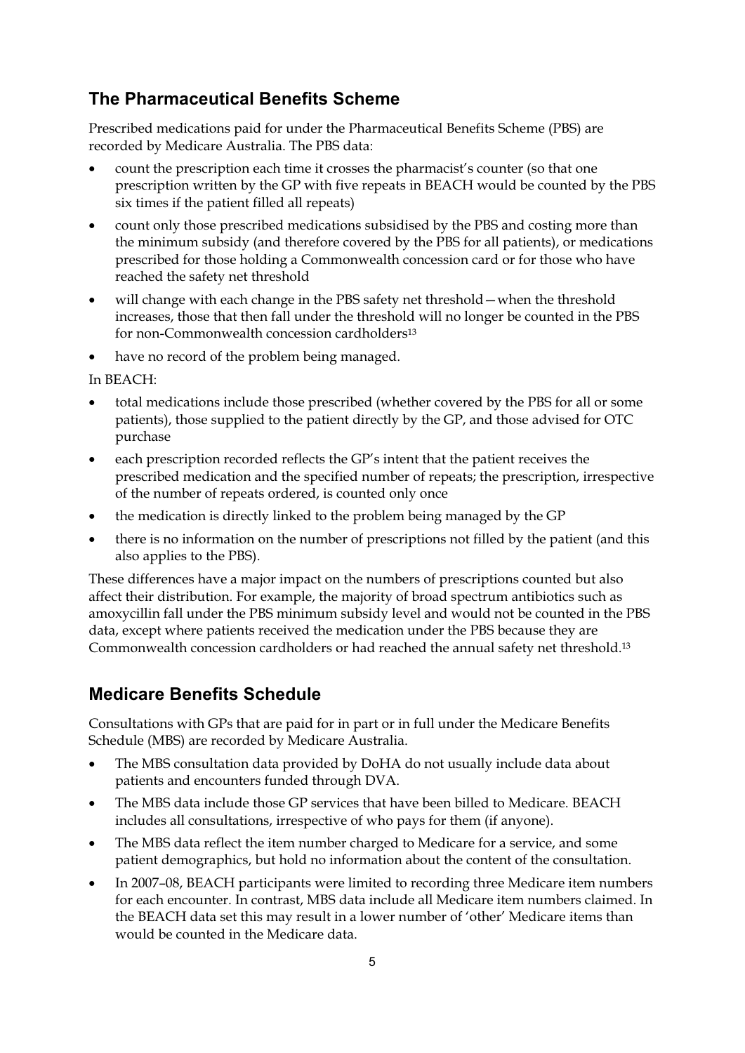## The Pharmaceutical Benefits Scheme

Prescribed medications paid for under the Pharmaceutical Benefits Scheme (PBS) are recorded by Medicare Australia. The PBS data:

- count the prescription each time it crosses the pharmacist's counter (so that one prescription written by the GP with five repeats in BEACH would be counted by the PBS six times if the patient filled all repeats)
- count only those prescribed medications subsidised by the PBS and costing more than the minimum subsidy (and therefore covered by the PBS for all patients), or medications prescribed for those holding a Commonwealth concession card or for those who have reached the safety net threshold
- will change with each change in the PBS safety net threshold—when the threshold increases, those that then fall under the threshold will no longer be counted in the PBS for non-Commonwealth concession cardholders[13]
- have no record of the problem being managed.

In BEACH:

- total medications include those prescribed (whether covered by the PBS for all or some patients), those supplied to the patient directly by the GP, and those advised for OTC purchase
- each prescription recorded reflects the GP's intent that the patient receives the prescribed medication and the specified number of repeats; the prescription, irrespective of the number of repeats ordered, is counted only once
- the medication is directly linked to the problem being managed by the GP
- there is no information on the number of prescriptions not filled by the patient (and this also applies to the PBS).

These differences have a major impact on the numbers of prescriptions counted but also affect their distribution. For example, the majority of broad spectrum antibiotics such as amoxycillin fall under the PBS minimum subsidy level and would not be counted in the PBS data, except where patients received the medication under the PBS because they are Commonwealth concession cardholders or had reached the annual safety net threshold.[13]

## Medicare Benefits Schedule

Consultations with GPs that are paid for in part or in full under the Medicare Benefits Schedule (MBS) are recorded by Medicare Australia.

- The MBS consultation data provided by DoHA do not usually include data about patients and encounters funded through DVA.
- The MBS data include those GP services that have been billed to Medicare. BEACH includes all consultations, irrespective of who pays for them (if anyone).
- The MBS data reflect the item number charged to Medicare for a service, and some patient demographics, but hold no information about the content of the consultation.
- In 2007–08, BEACH participants were limited to recording three Medicare item numbers for each encounter. In contrast, MBS data include all Medicare item numbers claimed. In the BEACH data set this may result in a lower number of 'other' Medicare items than would be counted in the Medicare data.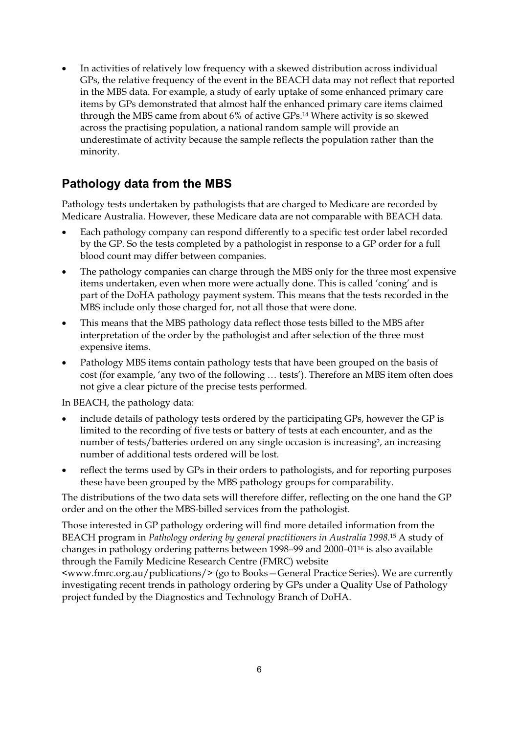- In activities of relatively low frequency with a skewed distribution across individual GPs, the relative frequency of the event in the BEACH data may not reflect that reported in the MBS data. For example, a study of early uptake of some enhanced primary care items by GPs demonstrated that almost half the enhanced primary care items claimed through the MBS came from about 6% of active GPs.[14] Where activity is so skewed across the practising population, a national random sample will provide an underestimate of activity because the sample reflects the population rather than the minority.

## Pathology data from the MBS

Pathology tests undertaken by pathologists that are charged to Medicare are recorded by Medicare Australia. However, these Medicare data are not comparable with BEACH data.

- Each pathology company can respond differently to a specific test order label recorded by the GP. So the tests completed by a pathologist in response to a GP order for a full blood count may differ between companies.
- The pathology companies can charge through the MBS only for the three most expensive items undertaken, even when more were actually done. This is called 'coning' and is part of the DoHA pathology payment system. This means that the tests recorded in the MBS include only those charged for, not all those that were done.
- This means that the MBS pathology data reflect those tests billed to the MBS after interpretation of the order by the pathologist and after selection of the three most expensive items.
- Pathology MBS items contain pathology tests that have been grouped on the basis of cost (for example, 'any two of the following … tests'). Therefore an MBS item often does not give a clear picture of the precise tests performed.

In BEACH, the pathology data:

- include details of pathology tests ordered by the participating GPs, however the GP is limited to the recording of five tests or battery of tests at each encounter, and as the number of tests/batteries ordered on any single occasion is increasing[2], an increasing number of additional tests ordered will be lost.
- reflect the terms used by GPs in their orders to pathologists, and for reporting purposes these have been grouped by the MBS pathology groups for comparability.

The distributions of the two data sets will therefore differ, reflecting on the one hand the GP order and on the other the MBS-billed services from the pathologist.

Those interested in GP pathology ordering will find more detailed information from the BEACH program in *Pathology ordering by general practitioners in Australia 1998*.[15] A study of changes in pathology ordering patterns between 1998–99 and 2000–01[16] is also available through the Family Medicine Research Centre (FMRC) website <www.fmrc.org.au/publications/> (go to Books—General Practice Series). We are currently investigating recent trends in pathology ordering by GPs under a Quality Use of Pathology project funded by the Diagnostics and Technology Branch of DoHA.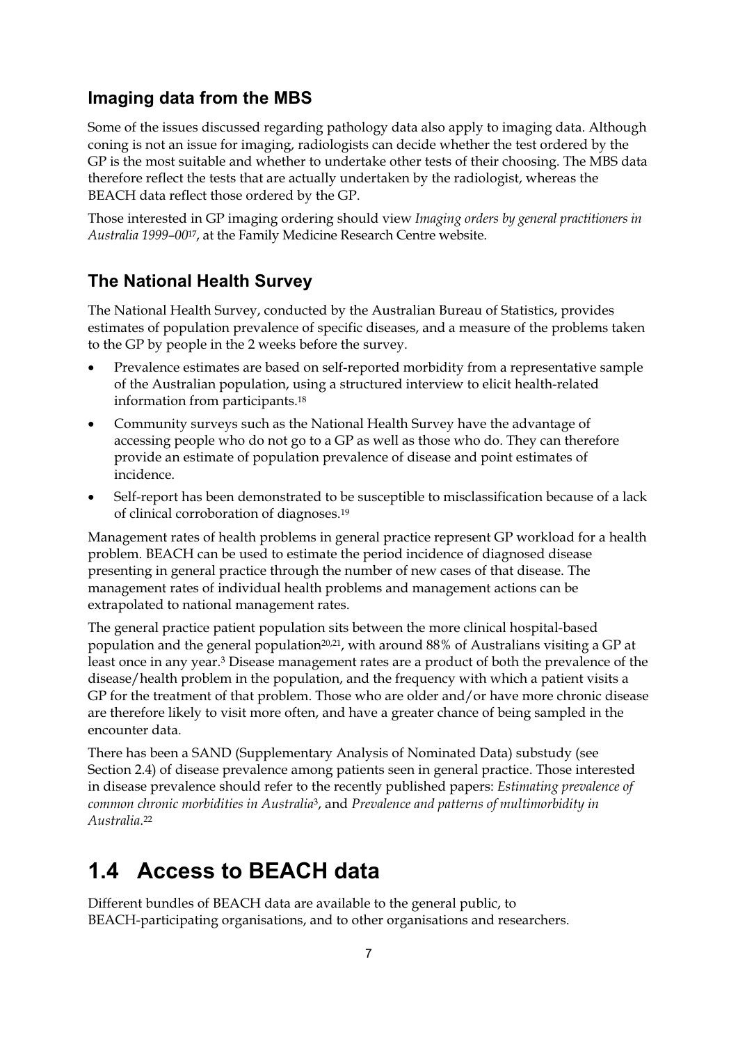### Imaging data from the MBS

Some of the issues discussed regarding pathology data also apply to imaging data. Although coning is not an issue for imaging, radiologists can decide whether the test ordered by the GP is the most suitable and whether to undertake other tests of their choosing. The MBS data therefore reflect the tests that are actually undertaken by the radiologist, whereas the BEACH data reflect those ordered by the GP.

Those interested in GP imaging ordering should view *Imaging orders by general practitioners in Australia 1999–00*[17], at the Family Medicine Research Centre website.

### The National Health Survey

The National Health Survey, conducted by the Australian Bureau of Statistics, provides estimates of population prevalence of specific diseases, and a measure of the problems taken to the GP by people in the 2 weeks before the survey.

- Prevalence estimates are based on self-reported morbidity from a representative sample of the Australian population, using a structured interview to elicit health-related information from participants.[18]
- Community surveys such as the National Health Survey have the advantage of accessing people who do not go to a GP as well as those who do. They can therefore provide an estimate of population prevalence of disease and point estimates of incidence.
- Self-report has been demonstrated to be susceptible to misclassification because of a lack of clinical corroboration of diagnoses.[19]

Management rates of health problems in general practice represent GP workload for a health problem. BEACH can be used to estimate the period incidence of diagnosed disease presenting in general practice through the number of new cases of that disease. The management rates of individual health problems and management actions can be extrapolated to national management rates.

The general practice patient population sits between the more clinical hospital-based population and the general population[20,21], with around 88% of Australians visiting a GP at least once in any year.[3] Disease management rates are a product of both the prevalence of the disease/health problem in the population, and the frequency with which a patient visits a GP for the treatment of that problem. Those who are older and/or have more chronic disease are therefore likely to visit more often, and have a greater chance of being sampled in the encounter data.

There has been a SAND (Supplementary Analysis of Nominated Data) substudy (see Section 2.4) of disease prevalence among patients seen in general practice. Those interested in disease prevalence should refer to the recently published papers: *Estimating prevalence of common chronic morbidities in Australia*[3], and *Prevalence and patterns of multimorbidity in Australia*.[22]

## 1.4 Access to BEACH data

Different bundles of BEACH data are available to the general public, to BEACH-participating organisations, and to other organisations and researchers.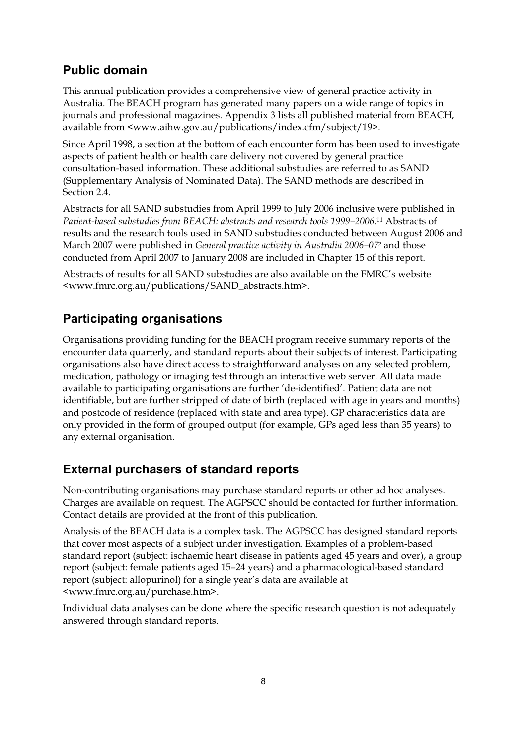## Public domain

This annual publication provides a comprehensive view of general practice activity in Australia. The BEACH program has generated many papers on a wide range of topics in journals and professional magazines. Appendix 3 lists all published material from BEACH, available from <www.aihw.gov.au/publications/index.cfm/subject/19>.

Since April 1998, a section at the bottom of each encounter form has been used to investigate aspects of patient health or health care delivery not covered by general practice consultation-based information. These additional substudies are referred to as SAND (Supplementary Analysis of Nominated Data). The SAND methods are described in Section 2.4.

Abstracts for all SAND substudies from April 1999 to July 2006 inclusive were published in *Patient-based substudies from BEACH: abstracts and research tools 1999–2006*.[11] Abstracts of results and the research tools used in SAND substudies conducted between August 2006 and March 2007 were published in *General practice activity in Australia 2006–07*[2] and those conducted from April 2007 to January 2008 are included in Chapter 15 of this report.

Abstracts of results for all SAND substudies are also available on the FMRC's website <www.fmrc.org.au/publications/SAND_abstracts.htm>.

## Participating organisations

Organisations providing funding for the BEACH program receive summary reports of the encounter data quarterly, and standard reports about their subjects of interest. Participating organisations also have direct access to straightforward analyses on any selected problem, medication, pathology or imaging test through an interactive web server. All data made available to participating organisations are further 'de-identified'. Patient data are not identifiable, but are further stripped of date of birth (replaced with age in years and months) and postcode of residence (replaced with state and area type). GP characteristics data are only provided in the form of grouped output (for example, GPs aged less than 35 years) to any external organisation.

## External purchasers of standard reports

Non-contributing organisations may purchase standard reports or other ad hoc analyses. Charges are available on request. The AGPSCC should be contacted for further information. Contact details are provided at the front of this publication.

Analysis of the BEACH data is a complex task. The AGPSCC has designed standard reports that cover most aspects of a subject under investigation. Examples of a problem-based standard report (subject: ischaemic heart disease in patients aged 45 years and over), a group report (subject: female patients aged 15–24 years) and a pharmacological-based standard report (subject: allopurinol) for a single year's data are available at <www.fmrc.org.au/purchase.htm>.

Individual data analyses can be done where the specific research question is not adequately answered through standard reports.